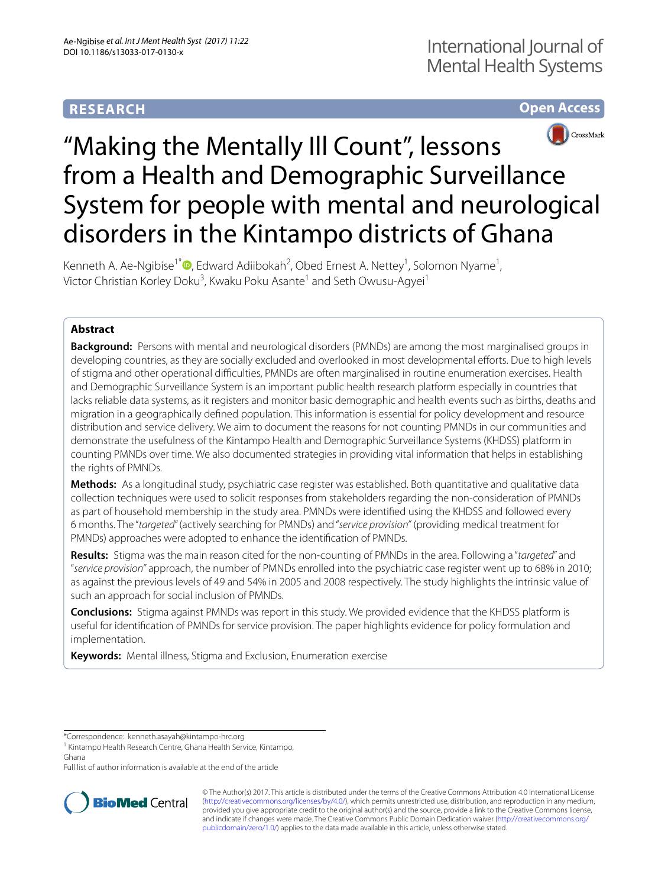RESEARCH

Open Access

# "Making the Mentally Ill Count", lessons from a Health and Demographic Surveillance System for people with mental and neurological disorders in the Kintampo districts of Ghana

Kenneth A. Ae-Ngibise[1*], Edward Adiibokah[2], Obed Ernest A. Nettey[1], Solomon Nyame[1], Victor Christian Korley Doku[3], Kwaku Poku Asante[1] and Seth Owusu-Agyei[1]

## Abstract

**Background:** Persons with mental and neurological disorders (PMNDs) are among the most marginalised groups in developing countries, as they are socially excluded and overlooked in most developmental efforts. Due to high levels of stigma and other operational difficulties, PMNDs are often marginalised in routine enumeration exercises. Health and Demographic Surveillance System is an important public health research platform especially in countries that lacks reliable data systems, as it registers and monitor basic demographic and health events such as births, deaths and migration in a geographically defined population. This information is essential for policy development and resource distribution and service delivery. We aim to document the reasons for not counting PMNDs in our communities and demonstrate the usefulness of the Kintampo Health and Demographic Surveillance Systems (KHDSS) platform in counting PMNDs over time. We also documented strategies in providing vital information that helps in establishing the rights of PMNDs.

**Methods:** As a longitudinal study, psychiatric case register was established. Both quantitative and qualitative data collection techniques were used to solicit responses from stakeholders regarding the non-consideration of PMNDs as part of household membership in the study area. PMNDs were identified using the KHDSS and followed every 6 months. The "*targeted*" (actively searching for PMNDs) and "*service provision*" (providing medical treatment for PMNDs) approaches were adopted to enhance the identification of PMNDs.

**Results:** Stigma was the main reason cited for the non-counting of PMNDs in the area. Following a "*targeted*" and "*service provision*" approach, the number of PMNDs enrolled into the psychiatric case register went up to 68% in 2010; as against the previous levels of 49 and 54% in 2005 and 2008 respectively. The study highlights the intrinsic value of such an approach for social inclusion of PMNDs.

**Conclusions:** Stigma against PMNDs was report in this study. We provided evidence that the KHDSS platform is useful for identification of PMNDs for service provision. The paper highlights evidence for policy formulation and implementation.

**Keywords:** Mental illness, Stigma and Exclusion, Enumeration exercise

*Correspondence: kenneth.asayah@kintampo-hrc.org
[1] Kintampo Health Research Centre, Ghana Health Service, Kintampo, Ghana
Full list of author information is available at the end of the article

© The Author(s) 2017. This article is distributed under the terms of the Creative Commons Attribution 4.0 International License (http://creativecommons.org/licenses/by/4.0/), which permits unrestricted use, distribution, and reproduction in any medium, provided you give appropriate credit to the original author(s) and the source, provide a link to the Creative Commons license, and indicate if changes were made. The Creative Commons Public Domain Dedication waiver (http://creativecommons.org/publicdomain/zero/1.0/) applies to the data made available in this article, unless otherwise stated.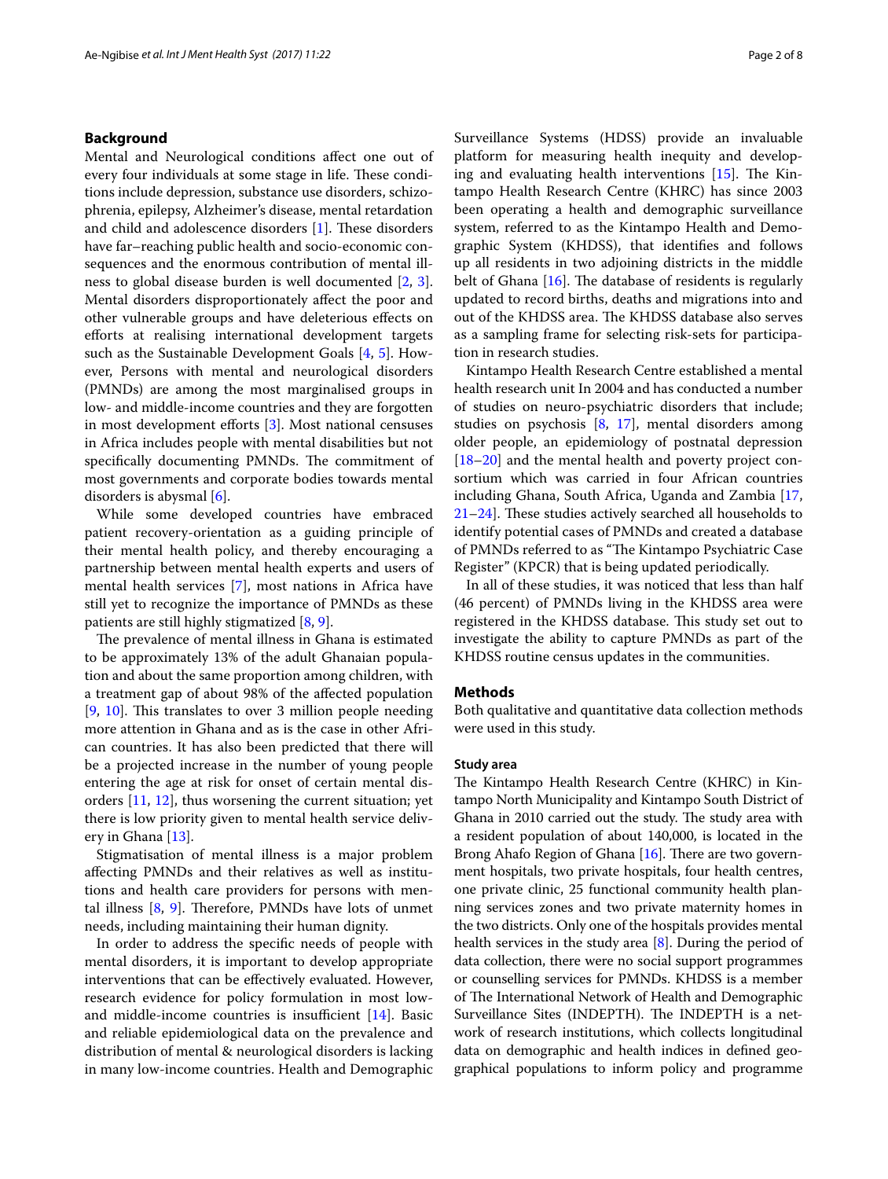## Background

Mental and Neurological conditions affect one out of every four individuals at some stage in life. These conditions include depression, substance use disorders, schizophrenia, epilepsy, Alzheimer's disease, mental retardation and child and adolescence disorders [1]. These disorders have far–reaching public health and socio-economic consequences and the enormous contribution of mental illness to global disease burden is well documented [2, 3]. Mental disorders disproportionately affect the poor and other vulnerable groups and have deleterious effects on efforts at realising international development targets such as the Sustainable Development Goals [4, 5]. However, Persons with mental and neurological disorders (PMNDs) are among the most marginalised groups in low- and middle-income countries and they are forgotten in most development efforts [3]. Most national censuses in Africa includes people with mental disabilities but not specifically documenting PMNDs. The commitment of most governments and corporate bodies towards mental disorders is abysmal [6].

While some developed countries have embraced patient recovery-orientation as a guiding principle of their mental health policy, and thereby encouraging a partnership between mental health experts and users of mental health services [7], most nations in Africa have still yet to recognize the importance of PMNDs as these patients are still highly stigmatized [8, 9].

The prevalence of mental illness in Ghana is estimated to be approximately 13% of the adult Ghanaian population and about the same proportion among children, with a treatment gap of about 98% of the affected population [9, 10]. This translates to over 3 million people needing more attention in Ghana and as is the case in other African countries. It has also been predicted that there will be a projected increase in the number of young people entering the age at risk for onset of certain mental disorders [11, 12], thus worsening the current situation; yet there is low priority given to mental health service delivery in Ghana [13].

Stigmatisation of mental illness is a major problem affecting PMNDs and their relatives as well as institutions and health care providers for persons with mental illness [8, 9]. Therefore, PMNDs have lots of unmet needs, including maintaining their human dignity.

In order to address the specific needs of people with mental disorders, it is important to develop appropriate interventions that can be effectively evaluated. However, research evidence for policy formulation in most low- and middle-income countries is insufficient [14]. Basic and reliable epidemiological data on the prevalence and distribution of mental & neurological disorders is lacking in many low-income countries. Health and Demographic Surveillance Systems (HDSS) provide an invaluable platform for measuring health inequity and developing and evaluating health interventions [15]. The Kintampo Health Research Centre (KHRC) has since 2003 been operating a health and demographic surveillance system, referred to as the Kintampo Health and Demographic System (KHDSS), that identifies and follows up all residents in two adjoining districts in the middle belt of Ghana [16]. The database of residents is regularly updated to record births, deaths and migrations into and out of the KHDSS area. The KHDSS database also serves as a sampling frame for selecting risk-sets for participation in research studies.

Kintampo Health Research Centre established a mental health research unit In 2004 and has conducted a number of studies on neuro-psychiatric disorders that include; studies on psychosis [8, 17], mental disorders among older people, an epidemiology of postnatal depression [18–20] and the mental health and poverty project consortium which was carried in four African countries including Ghana, South Africa, Uganda and Zambia [17, 21–24]. These studies actively searched all households to identify potential cases of PMNDs and created a database of PMNDs referred to as "The Kintampo Psychiatric Case Register" (KPCR) that is being updated periodically.

In all of these studies, it was noticed that less than half (46 percent) of PMNDs living in the KHDSS area were registered in the KHDSS database. This study set out to investigate the ability to capture PMNDs as part of the KHDSS routine census updates in the communities.

## Methods

Both qualitative and quantitative data collection methods were used in this study.

### Study area

The Kintampo Health Research Centre (KHRC) in Kintampo North Municipality and Kintampo South District of Ghana in 2010 carried out the study. The study area with a resident population of about 140,000, is located in the Brong Ahafo Region of Ghana [16]. There are two government hospitals, two private hospitals, four health centres, one private clinic, 25 functional community health planning services zones and two private maternity homes in the two districts. Only one of the hospitals provides mental health services in the study area [8]. During the period of data collection, there were no social support programmes or counselling services for PMNDs. KHDSS is a member of The International Network of Health and Demographic Surveillance Sites (INDEPTH). The INDEPTH is a network of research institutions, which collects longitudinal data on demographic and health indices in defined geographical populations to inform policy and programme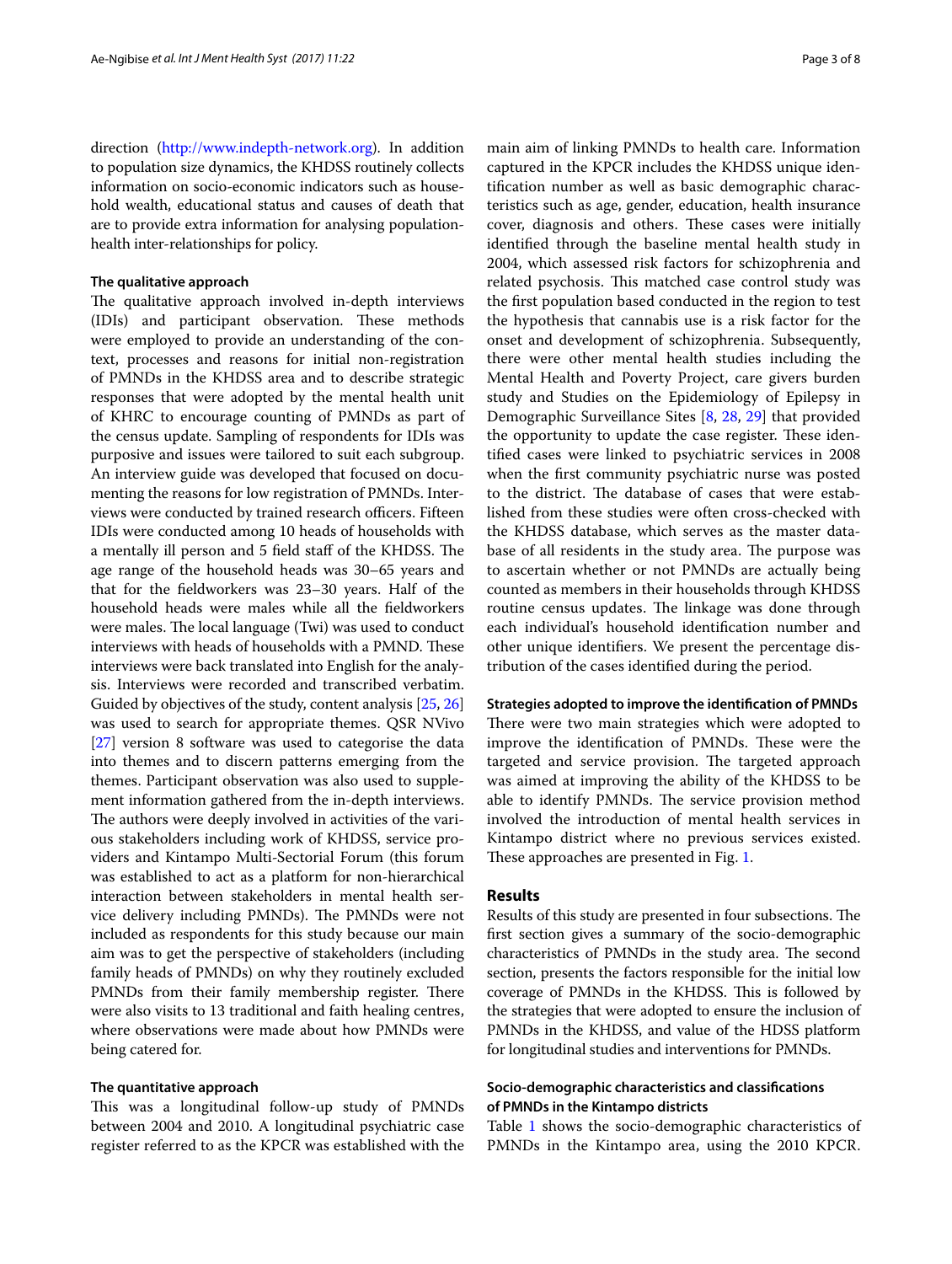direction (http://www.indepth-network.org). In addition to population size dynamics, the KHDSS routinely collects information on socio-economic indicators such as household wealth, educational status and causes of death that are to provide extra information for analysing population-health inter-relationships for policy.

#### The qualitative approach

The qualitative approach involved in-depth interviews (IDIs) and participant observation. These methods were employed to provide an understanding of the context, processes and reasons for initial non-registration of PMNDs in the KHDSS area and to describe strategic responses that were adopted by the mental health unit of KHRC to encourage counting of PMNDs as part of the census update. Sampling of respondents for IDIs was purposive and issues were tailored to suit each subgroup. An interview guide was developed that focused on documenting the reasons for low registration of PMNDs. Interviews were conducted by trained research officers. Fifteen IDIs were conducted among 10 heads of households with a mentally ill person and 5 field staff of the KHDSS. The age range of the household heads was 30–65 years and that for the fieldworkers was 23–30 years. Half of the household heads were males while all the fieldworkers were males. The local language (Twi) was used to conduct interviews with heads of households with a PMND. These interviews were back translated into English for the analysis. Interviews were recorded and transcribed verbatim. Guided by objectives of the study, content analysis [25, 26] was used to search for appropriate themes. QSR NVivo [27] version 8 software was used to categorise the data into themes and to discern patterns emerging from the themes. Participant observation was also used to supplement information gathered from the in-depth interviews. The authors were deeply involved in activities of the various stakeholders including work of KHDSS, service providers and Kintampo Multi-Sectorial Forum (this forum was established to act as a platform for non-hierarchical interaction between stakeholders in mental health service delivery including PMNDs). The PMNDs were not included as respondents for this study because our main aim was to get the perspective of stakeholders (including family heads of PMNDs) on why they routinely excluded PMNDs from their family membership register. There were also visits to 13 traditional and faith healing centres, where observations were made about how PMNDs were being catered for.

#### The quantitative approach

This was a longitudinal follow-up study of PMNDs between 2004 and 2010. A longitudinal psychiatric case register referred to as the KPCR was established with the main aim of linking PMNDs to health care. Information captured in the KPCR includes the KHDSS unique identification number as well as basic demographic characteristics such as age, gender, education, health insurance cover, diagnosis and others. These cases were initially identified through the baseline mental health study in 2004, which assessed risk factors for schizophrenia and related psychosis. This matched case control study was the first population based conducted in the region to test the hypothesis that cannabis use is a risk factor for the onset and development of schizophrenia. Subsequently, there were other mental health studies including the Mental Health and Poverty Project, care givers burden study and Studies on the Epidemiology of Epilepsy in Demographic Surveillance Sites [8, 28, 29] that provided the opportunity to update the case register. These identified cases were linked to psychiatric services in 2008 when the first community psychiatric nurse was posted to the district. The database of cases that were established from these studies were often cross-checked with the KHDSS database, which serves as the master database of all residents in the study area. The purpose was to ascertain whether or not PMNDs are actually being counted as members in their households through KHDSS routine census updates. The linkage was done through each individual's household identification number and other unique identifiers. We present the percentage distribution of the cases identified during the period.

#### Strategies adopted to improve the identification of PMNDs

There were two main strategies which were adopted to improve the identification of PMNDs. These were the targeted and service provision. The targeted approach was aimed at improving the ability of the KHDSS to be able to identify PMNDs. The service provision method involved the introduction of mental health services in Kintampo district where no previous services existed. These approaches are presented in Fig. 1.

## Results

Results of this study are presented in four subsections. The first section gives a summary of the socio-demographic characteristics of PMNDs in the study area. The second section, presents the factors responsible for the initial low coverage of PMNDs in the KHDSS. This is followed by the strategies that were adopted to ensure the inclusion of PMNDs in the KHDSS, and value of the HDSS platform for longitudinal studies and interventions for PMNDs.

### Socio-demographic characteristics and classifications of PMNDs in the Kintampo districts

Table 1 shows the socio-demographic characteristics of PMNDs in the Kintampo area, using the 2010 KPCR.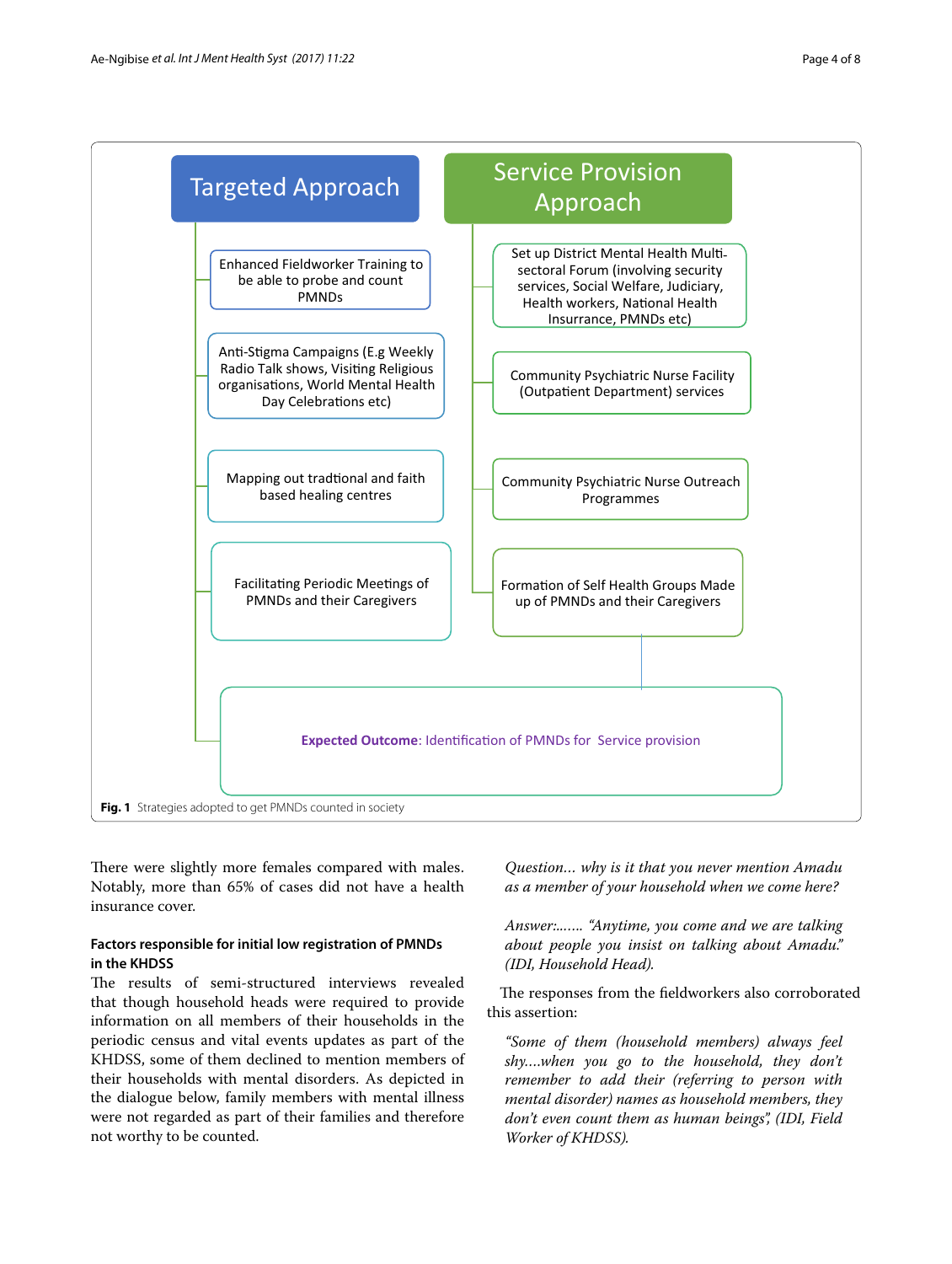Targeted Approach

- Enhanced Fieldworker Training to be able to probe and count PMNDs
- Anti-Stigma Campaigns (E.g Weekly Radio Talk shows, Visiting Religious organisations, World Mental Health Day Celebrations etc)
- Mapping out tradtional and faith based healing centres
- Facilitating Periodic Meetings of PMNDs and their Caregivers

Service Provision Approach

- Set up District Mental Health Multi-sectoral Forum (involving security services, Social Welfare, Judiciary, Health workers, National Health Insurance, PMNDs etc)
- Community Psychiatric Nurse Facility (Outpatient Department) services
- Community Psychiatric Nurse Outreach Programmes
- Formation of Self Health Groups Made up of PMNDs and their Caregivers

**Expected Outcome**: Identification of PMNDs for Service provision

**Fig. 1** Strategies adopted to get PMNDs counted in society

There were slightly more females compared with males. Notably, more than 65% of cases did not have a health insurance cover.

### Factors responsible for initial low registration of PMNDs in the KHDSS

The results of semi-structured interviews revealed that though household heads were required to provide information on all members of their households in the periodic census and vital events updates as part of the KHDSS, some of them declined to mention members of their households with mental disorders. As depicted in the dialogue below, family members with mental illness were not regarded as part of their families and therefore not worthy to be counted.

> *Question… why is it that you never mention Amadu as a member of your household when we come here?*
>
> *Answer:…… "Anytime, you come and we are talking about people you insist on talking about Amadu." (IDI, Household Head).*

The responses from the fieldworkers also corroborated this assertion:

> *"Some of them (household members) always feel shy….when you go to the household, they don't remember to add their (referring to person with mental disorder) names as household members, they don't even count them as human beings", (IDI, Field Worker of KHDSS).*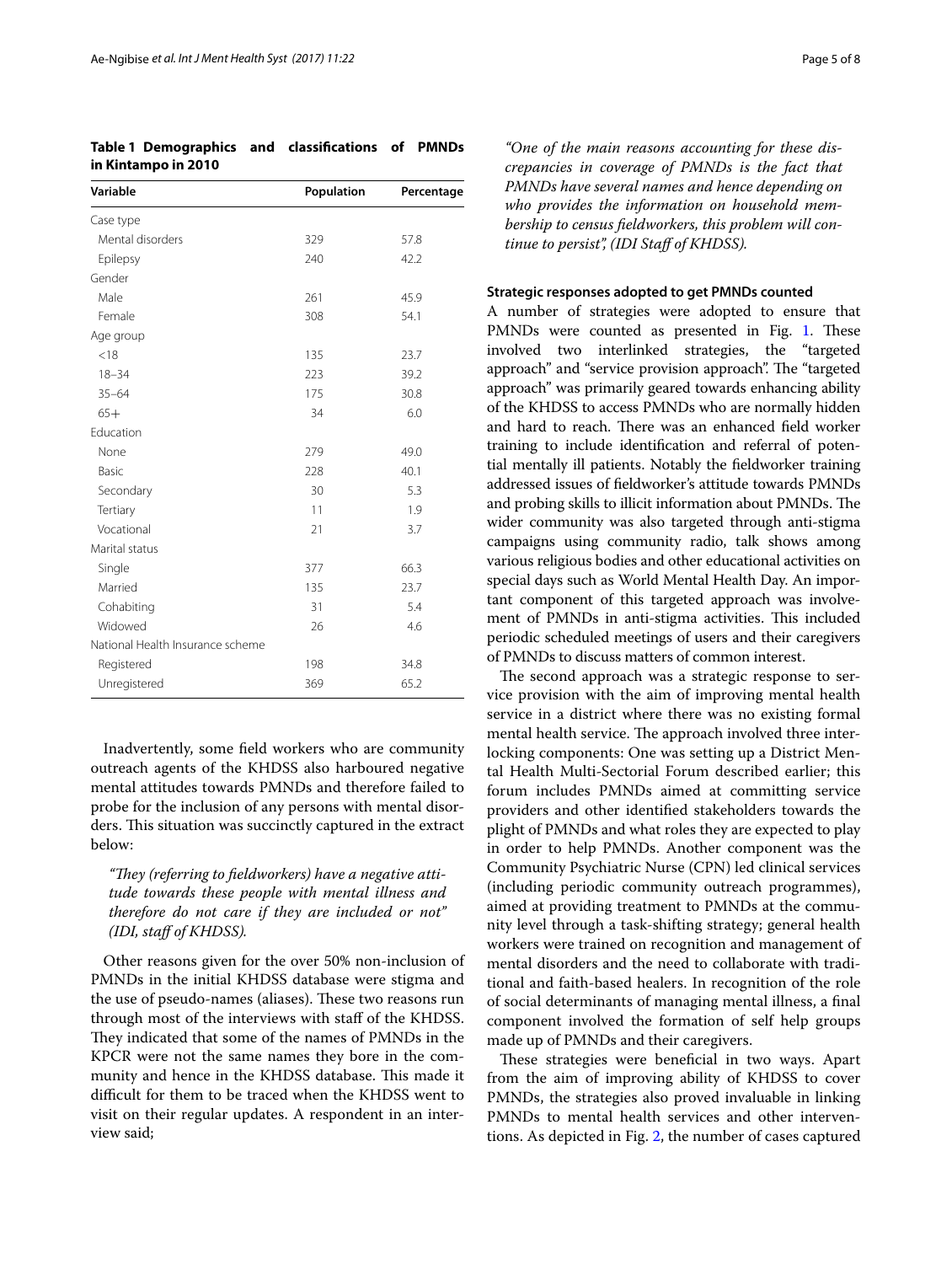**Table 1 Demographics and classifications of PMNDs in Kintampo in 2010**

| Variable | Population | Percentage |
|---|---|---|
| Case type | | |
| Mental disorders | 329 | 57.8 |
| Epilepsy | 240 | 42.2 |
| Gender | | |
| Male | 261 | 45.9 |
| Female | 308 | 54.1 |
| Age group | | |
| <18 | 135 | 23.7 |
| 18–34 | 223 | 39.2 |
| 35–64 | 175 | 30.8 |
| 65+ | 34 | 6.0 |
| Education | | |
| None | 279 | 49.0 |
| Basic | 228 | 40.1 |
| Secondary | 30 | 5.3 |
| Tertiary | 11 | 1.9 |
| Vocational | 21 | 3.7 |
| Marital status | | |
| Single | 377 | 66.3 |
| Married | 135 | 23.7 |
| Cohabiting | 31 | 5.4 |
| Widowed | 26 | 4.6 |
| National Health Insurance scheme | | |
| Registered | 198 | 34.8 |
| Unregistered | 369 | 65.2 |

Inadvertently, some field workers who are community outreach agents of the KHDSS also harboured negative mental attitudes towards PMNDs and therefore failed to probe for the inclusion of any persons with mental disorders. This situation was succinctly captured in the extract below:

> *"They (referring to fieldworkers) have a negative attitude towards these people with mental illness and therefore do not care if they are included or not" (IDI, staff of KHDSS).*

Other reasons given for the over 50% non-inclusion of PMNDs in the initial KHDSS database were stigma and the use of pseudo-names (aliases). These two reasons run through most of the interviews with staff of the KHDSS. They indicated that some of the names of PMNDs in the KPCR were not the same names they bore in the community and hence in the KHDSS database. This made it difficult for them to be traced when the KHDSS went to visit on their regular updates. A respondent in an interview said;

> *"One of the main reasons accounting for these discrepancies in coverage of PMNDs is the fact that PMNDs have several names and hence depending on who provides the information on household membership to census fieldworkers, this problem will continue to persist", (IDI Staff of KHDSS).*

### Strategic responses adopted to get PMNDs counted

A number of strategies were adopted to ensure that PMNDs were counted as presented in Fig. 1. These involved two interlinked strategies, the "targeted approach" and "service provision approach". The "targeted approach" was primarily geared towards enhancing ability of the KHDSS to access PMNDs who are normally hidden and hard to reach. There was an enhanced field worker training to include identification and referral of potential mentally ill patients. Notably the fieldworker training addressed issues of fieldworker's attitude towards PMNDs and probing skills to illicit information about PMNDs. The wider community was also targeted through anti-stigma campaigns using community radio, talk shows among various religious bodies and other educational activities on special days such as World Mental Health Day. An important component of this targeted approach was involvement of PMNDs in anti-stigma activities. This included periodic scheduled meetings of users and their caregivers of PMNDs to discuss matters of common interest.

The second approach was a strategic response to service provision with the aim of improving mental health service in a district where there was no existing formal mental health service. The approach involved three interlocking components: One was setting up a District Mental Health Multi-Sectorial Forum described earlier; this forum includes PMNDs aimed at committing service providers and other identified stakeholders towards the plight of PMNDs and what roles they are expected to play in order to help PMNDs. Another component was the Community Psychiatric Nurse (CPN) led clinical services (including periodic community outreach programmes), aimed at providing treatment to PMNDs at the community level through a task-shifting strategy; general health workers were trained on recognition and management of mental disorders and the need to collaborate with traditional and faith-based healers. In recognition of the role of social determinants of managing mental illness, a final component involved the formation of self help groups made up of PMNDs and their caregivers.

These strategies were beneficial in two ways. Apart from the aim of improving ability of KHDSS to cover PMNDs, the strategies also proved invaluable in linking PMNDs to mental health services and other interventions. As depicted in Fig. 2, the number of cases captured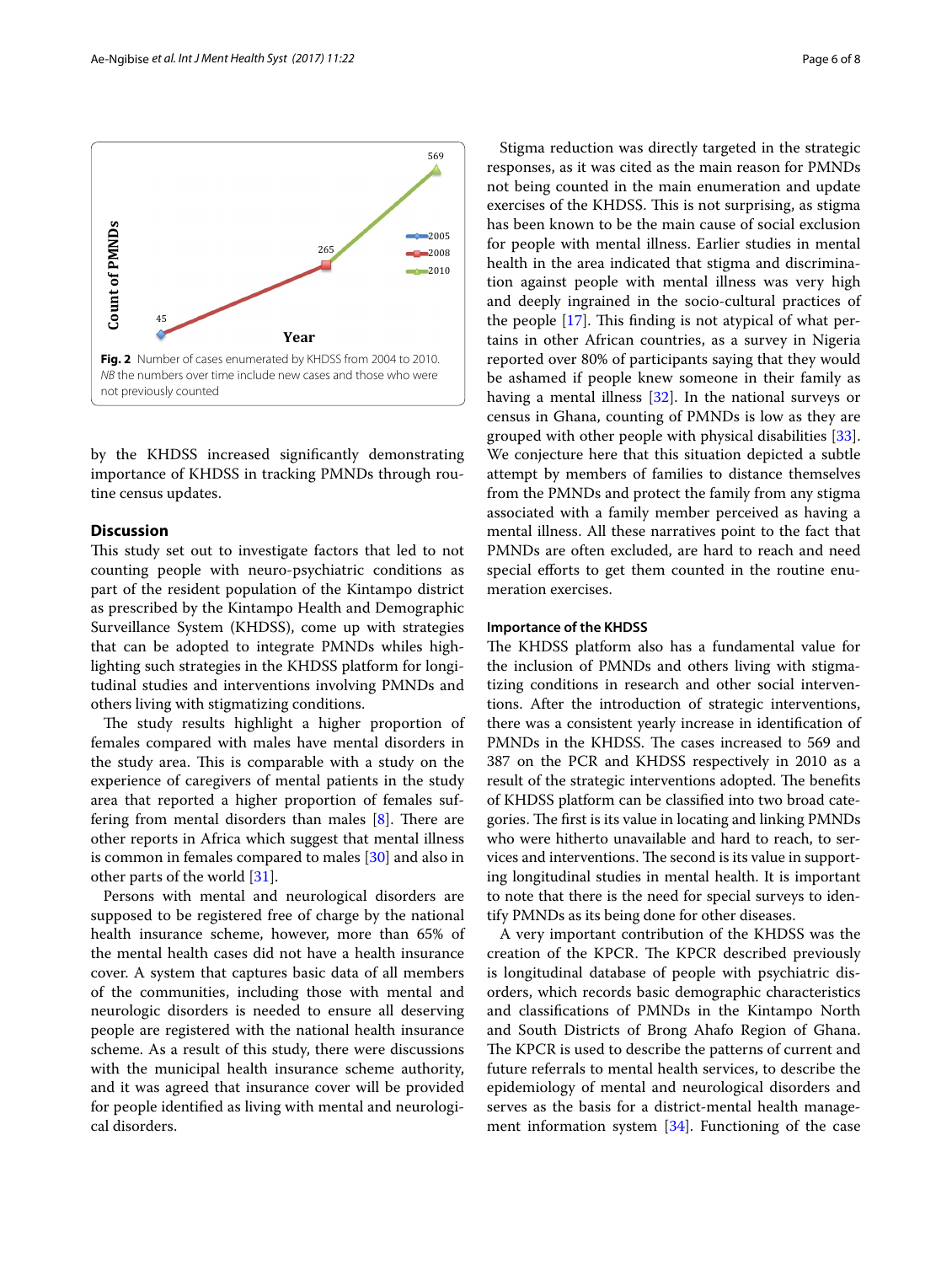Count of PMNDs

569

265

45

Year

2005

2008

2010

**Fig. 2** Number of cases enumerated by KHDSS from 2004 to 2010. *NB* the numbers over time include new cases and those who were not previously counted

by the KHDSS increased significantly demonstrating importance of KHDSS in tracking PMNDs through routine census updates.

## Discussion

This study set out to investigate factors that led to not counting people with neuro-psychiatric conditions as part of the resident population of the Kintampo district as prescribed by the Kintampo Health and Demographic Surveillance System (KHDSS), come up with strategies that can be adopted to integrate PMNDs whiles highlighting such strategies in the KHDSS platform for longitudinal studies and interventions involving PMNDs and others living with stigmatizing conditions.

The study results highlight a higher proportion of females compared with males have mental disorders in the study area. This is comparable with a study on the experience of caregivers of mental patients in the study area that reported a higher proportion of females suffering from mental disorders than males [8]. There are other reports in Africa which suggest that mental illness is common in females compared to males [30] and also in other parts of the world [31].

Persons with mental and neurological disorders are supposed to be registered free of charge by the national health insurance scheme, however, more than 65% of the mental health cases did not have a health insurance cover. A system that captures basic data of all members of the communities, including those with mental and neurologic disorders is needed to ensure all deserving people are registered with the national health insurance scheme. As a result of this study, there were discussions with the municipal health insurance scheme authority, and it was agreed that insurance cover will be provided for people identified as living with mental and neurological disorders.

Stigma reduction was directly targeted in the strategic responses, as it was cited as the main reason for PMNDs not being counted in the main enumeration and update exercises of the KHDSS. This is not surprising, as stigma has been known to be the main cause of social exclusion for people with mental illness. Earlier studies in mental health in the area indicated that stigma and discrimination against people with mental illness was very high and deeply ingrained in the socio-cultural practices of the people [17]. This finding is not atypical of what pertains in other African countries, as a survey in Nigeria reported over 80% of participants saying that they would be ashamed if people knew someone in their family as having a mental illness [32]. In the national surveys or census in Ghana, counting of PMNDs is low as they are grouped with other people with physical disabilities [33]. We conjecture here that this situation depicted a subtle attempt by members of families to distance themselves from the PMNDs and protect the family from any stigma associated with a family member perceived as having a mental illness. All these narratives point to the fact that PMNDs are often excluded, are hard to reach and need special efforts to get them counted in the routine enumeration exercises.

### Importance of the KHDSS

The KHDSS platform also has a fundamental value for the inclusion of PMNDs and others living with stigmatizing conditions in research and other social interventions. After the introduction of strategic interventions, there was a consistent yearly increase in identification of PMNDs in the KHDSS. The cases increased to 569 and 387 on the PCR and KHDSS respectively in 2010 as a result of the strategic interventions adopted. The benefits of KHDSS platform can be classified into two broad categories. The first is its value in locating and linking PMNDs who were hitherto unavailable and hard to reach, to services and interventions. The second is its value in supporting longitudinal studies in mental health. It is important to note that there is the need for special surveys to identify PMNDs as its being done for other diseases.

A very important contribution of the KHDSS was the creation of the KPCR. The KPCR described previously is longitudinal database of people with psychiatric disorders, which records basic demographic characteristics and classifications of PMNDs in the Kintampo North and South Districts of Brong Ahafo Region of Ghana. The KPCR is used to describe the patterns of current and future referrals to mental health services, to describe the epidemiology of mental and neurological disorders and serves as the basis for a district-mental health management information system [34]. Functioning of the case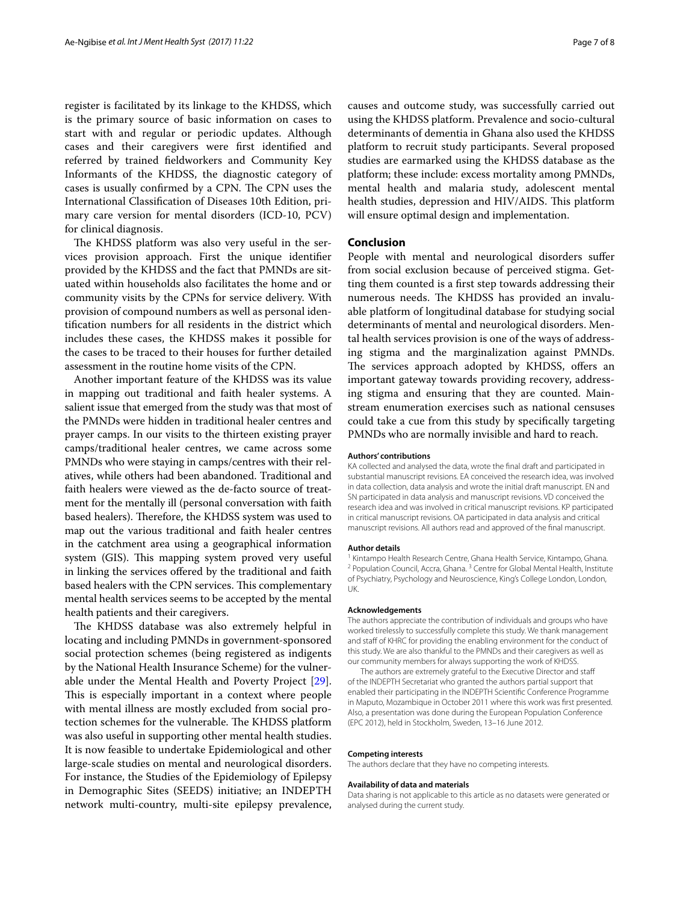register is facilitated by its linkage to the KHDSS, which is the primary source of basic information on cases to start with and regular or periodic updates. Although cases and their caregivers were first identified and referred by trained fieldworkers and Community Key Informants of the KHDSS, the diagnostic category of cases is usually confirmed by a CPN. The CPN uses the International Classification of Diseases 10th Edition, primary care version for mental disorders (ICD-10, PCV) for clinical diagnosis.

The KHDSS platform was also very useful in the services provision approach. First the unique identifier provided by the KHDSS and the fact that PMNDs are situated within households also facilitates the home and or community visits by the CPNs for service delivery. With provision of compound numbers as well as personal identification numbers for all residents in the district which includes these cases, the KHDSS makes it possible for the cases to be traced to their houses for further detailed assessment in the routine home visits of the CPN.

Another important feature of the KHDSS was its value in mapping out traditional and faith healer systems. A salient issue that emerged from the study was that most of the PMNDs were hidden in traditional healer centres and prayer camps. In our visits to the thirteen existing prayer camps/traditional healer centres, we came across some PMNDs who were staying in camps/centres with their relatives, while others had been abandoned. Traditional and faith healers were viewed as the de-facto source of treatment for the mentally ill (personal conversation with faith based healers). Therefore, the KHDSS system was used to map out the various traditional and faith healer centres in the catchment area using a geographical information system (GIS). This mapping system proved very useful in linking the services offered by the traditional and faith based healers with the CPN services. This complementary mental health services seems to be accepted by the mental health patients and their caregivers.

The KHDSS database was also extremely helpful in locating and including PMNDs in government-sponsored social protection schemes (being registered as indigents by the National Health Insurance Scheme) for the vulnerable under the Mental Health and Poverty Project [29]. This is especially important in a context where people with mental illness are mostly excluded from social protection schemes for the vulnerable. The KHDSS platform was also useful in supporting other mental health studies. It is now feasible to undertake Epidemiological and other large-scale studies on mental and neurological disorders. For instance, the Studies of the Epidemiology of Epilepsy in Demographic Sites (SEEDS) initiative; an INDEPTH network multi-country, multi-site epilepsy prevalence, causes and outcome study, was successfully carried out using the KHDSS platform. Prevalence and socio-cultural determinants of dementia in Ghana also used the KHDSS platform to recruit study participants. Several proposed studies are earmarked using the KHDSS database as the platform; these include: excess mortality among PMNDs, mental health and malaria study, adolescent mental health studies, depression and HIV/AIDS. This platform will ensure optimal design and implementation.

## Conclusion

People with mental and neurological disorders suffer from social exclusion because of perceived stigma. Getting them counted is a first step towards addressing their numerous needs. The KHDSS has provided an invaluable platform of longitudinal database for studying social determinants of mental and neurological disorders. Mental health services provision is one of the ways of addressing stigma and the marginalization against PMNDs. The services approach adopted by KHDSS, offers an important gateway towards providing recovery, addressing stigma and ensuring that they are counted. Mainstream enumeration exercises such as national censuses could take a cue from this study by specifically targeting PMNDs who are normally invisible and hard to reach.

#### Authors' contributions

KA collected and analysed the data, wrote the final draft and participated in substantial manuscript revisions. EA conceived the research idea, was involved in data collection, data analysis and wrote the initial draft manuscript. EN and SN participated in data analysis and manuscript revisions. VD conceived the research idea and was involved in critical manuscript revisions. KP participated in critical manuscript revisions. OA participated in data analysis and critical manuscript revisions. All authors read and approved of the final manuscript.

#### Author details

[1] Kintampo Health Research Centre, Ghana Health Service, Kintampo, Ghana. [2] Population Council, Accra, Ghana. [3] Centre for Global Mental Health, Institute of Psychiatry, Psychology and Neuroscience, King's College London, London, UK.

#### Acknowledgements

The authors appreciate the contribution of individuals and groups who have worked tirelessly to successfully complete this study. We thank management and staff of KHRC for providing the enabling environment for the conduct of this study. We are also thankful to the PMNDs and their caregivers as well as our community members for always supporting the work of KHDSS.

The authors are extremely grateful to the Executive Director and staff of the INDEPTH Secretariat who granted the authors partial support that enabled their participating in the INDEPTH Scientific Conference Programme in Maputo, Mozambique in October 2011 where this work was first presented. Also, a presentation was done during the European Population Conference (EPC 2012), held in Stockholm, Sweden, 13–16 June 2012.

#### Competing interests

The authors declare that they have no competing interests.

#### Availability of data and materials

Data sharing is not applicable to this article as no datasets were generated or analysed during the current study.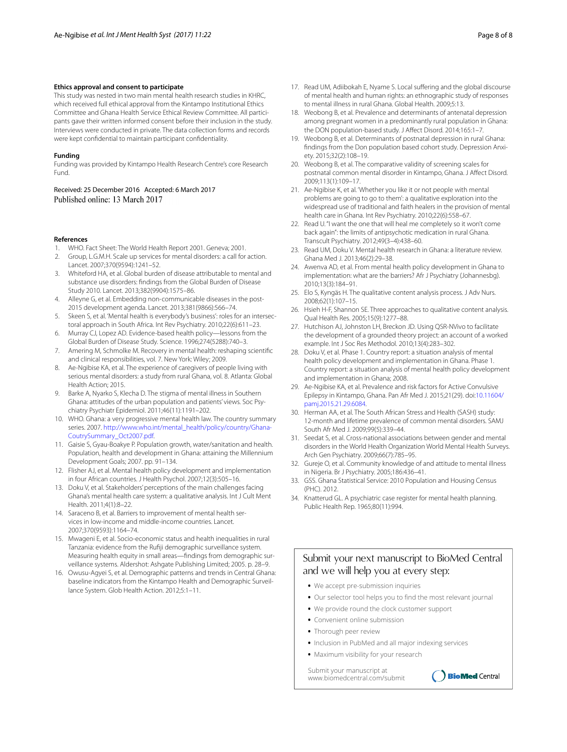#### Ethics approval and consent to participate

This study was nested in two main mental health research studies in KHRC, which received full ethical approval from the Kintampo Institutional Ethics Committee and Ghana Health Service Ethical Review Committee. All participants gave their written informed consent before their inclusion in the study. Interviews were conducted in private. The data collection forms and records were kept confidential to maintain participant confidentiality.

#### Funding

Funding was provided by Kintampo Health Research Centre's core Research Fund.

Received: 25 December 2016 Accepted: 6 March 2017
Published online: 13 March 2017

#### References

1. WHO. Fact Sheet: The World Health Report 2001. Geneva; 2001.
2. Group, L.G.M.H. Scale up services for mental disorders: a call for action. Lancet. 2007;370(9594):1241–52.
3. Whiteford HA, et al. Global burden of disease attributable to mental and substance use disorders: findings from the Global Burden of Disease Study 2010. Lancet. 2013;382(9904):1575–86.
4. Alleyne G, et al. Embedding non-communicable diseases in the post-2015 development agenda. Lancet. 2013;381(9866):566–74.
5. Skeen S, et al. 'Mental health is everybody's business': roles for an intersectoral approach in South Africa. Int Rev Psychiatry. 2010;22(6):611–23.
6. Murray CJ, Lopez AD. Evidence-based health policy—lessons from the Global Burden of Disease Study. Science. 1996;274(5288):740–3.
7. Amering M, Schmolke M. Recovery in mental health: reshaping scientific and clinical responsibilities, vol. 7. New York: Wiley; 2009.
8. Ae-Ngibise KA, et al. The experience of caregivers of people living with serious mental disorders: a study from rural Ghana, vol. 8. Atlanta: Global Health Action; 2015.
9. Barke A, Nyarko S, Klecha D. The stigma of mental illness in Southern Ghana: attitudes of the urban population and patients' views. Soc Psychiatry Psychiatr Epidemiol. 2011;46(11):1191–202.
10. WHO. Ghana: a very progressive mental health law. The country summary series. 2007. http://www.who.int/mental_health/policy/country/Ghana-CoutrySummary_Oct2007.pdf.
11. Gaisie S, Gyau-Boakye P. Population growth, water/sanitation and health. Population, health and development in Ghana: attaining the Millennium Development Goals; 2007. pp. 91–134.
12. Flisher AJ, et al. Mental health policy development and implementation in four African countries. J Health Psychol. 2007;12(3):505–16.
13. Doku V, et al. Stakeholders' perceptions of the main challenges facing Ghana's mental health care system: a qualitative analysis. Int J Cult Ment Health. 2011;4(1):8–22.
14. Saraceno B, et al. Barriers to improvement of mental health services in low-income and middle-income countries. Lancet. 2007;370(9593):1164–74.
15. Mwageni E, et al. Socio-economic status and health inequalities in rural Tanzania: evidence from the Rufiji demographic surveillance system. Measuring health equity in small areas—findings from demographic surveillance systems. Aldershot: Ashgate Publishing Limited; 2005. p. 28–9.
16. Owusu-Agyei S, et al. Demographic patterns and trends in Central Ghana: baseline indicators from the Kintampo Health and Demographic Surveillance System. Glob Health Action. 2012;5:1–11.
17. Read UM, Adiibokah E, Nyame S. Local suffering and the global discourse of mental health and human rights: an ethnographic study of responses to mental illness in rural Ghana. Global Health. 2009;5:13.
18. Weobong B, et al. Prevalence and determinants of antenatal depression among pregnant women in a predominantly rural population in Ghana: the DON population-based study. J Affect Disord. 2014;165:1–7.
19. Weobong B, et al. Determinants of postnatal depression in rural Ghana: findings from the Don population based cohort study. Depression Anxiety. 2015;32(2):108–19.
20. Weobong B, et al. The comparative validity of screening scales for postnatal common mental disorder in Kintampo, Ghana. J Affect Disord. 2009;113(1):109–17.
21. Ae-Ngibise K, et al. 'Whether you like it or not people with mental problems are going to go to them': a qualitative exploration into the widespread use of traditional and faith healers in the provision of mental health care in Ghana. Int Rev Psychiatry. 2010;22(6):558–67.
22. Read U. "I want the one that will heal me completely so it won't come back again": the limits of antipsychotic medication in rural Ghana. Transcult Psychiatry. 2012;49(3–4):438–60.
23. Read UM, Doku V. Mental health research in Ghana: a literature review. Ghana Med J. 2013;46(2):29–38.
24. Awenva AD, et al. From mental health policy development in Ghana to implementation: what are the barriers? Afr J Psychiatry (Johannesbg). 2010;13(3):184–91.
25. Elo S, Kyngäs H. The qualitative content analysis process. J Adv Nurs. 2008;62(1):107–15.
26. Hsieh H-F, Shannon SE. Three approaches to qualitative content analysis. Qual Health Res. 2005;15(9):1277–88.
27. Hutchison AJ, Johnston LH, Breckon JD. Using QSR-NVivo to facilitate the development of a grounded theory project: an account of a worked example. Int J Soc Res Methodol. 2010;13(4):283–302.
28. Doku V, et al. Phase 1. Country report: a situation analysis of mental health policy development and implementation in Ghana. Phase 1. Country report: a situation analysis of mental health policy development and implementation in Ghana; 2008.
29. Ae-Ngibise KA, et al. Prevalence and risk factors for Active Convulsive Epilepsy in Kintampo, Ghana. Pan Afr Med J. 2015;21(29). doi:10.11604/pamj.2015.21.29.6084.
30. Herman AA, et al. The South African Stress and Health (SASH) study: 12-month and lifetime prevalence of common mental disorders. SAMJ South Afr Med J. 2009;99(5):339–44.
31. Seedat S, et al. Cross-national associations between gender and mental disorders in the World Health Organization World Mental Health Surveys. Arch Gen Psychiatry. 2009;66(7):785–95.
32. Gureje O, et al. Community knowledge of and attitude to mental illness in Nigeria. Br J Psychiatry. 2005;186:436–41.
33. GSS. Ghana Statistical Service: 2010 Population and Housing Census (PHC). 2012.
34. Knatterud GL. A psychiatric case register for mental health planning. Public Health Rep. 1965;80(11):994.

Submit your next manuscript to BioMed Central and we will help you at every step:

- We accept pre-submission inquiries
- Our selector tool helps you to find the most relevant journal
- We provide round the clock customer support
- Convenient online submission
- Thorough peer review
- Inclusion in PubMed and all major indexing services
- Maximum visibility for your research

Submit your manuscript at www.biomedcentral.com/submit

BioMed Central